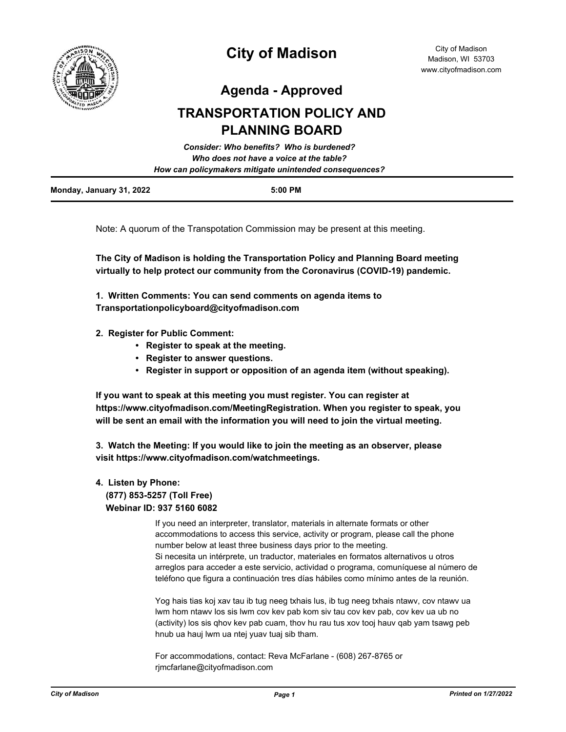# City of Madison

City of Madison
Madison, WI 53703
www.cityofmadison.com

## Agenda - Approved

## TRANSPORTATION POLICY AND PLANNING BOARD

*Consider: Who benefits? Who is burdened?*
*Who does not have a voice at the table?*
*How can policymakers mitigate unintended consequences?*

**Monday, January 31, 2022** **5:00 PM**

Note: A quorum of the Transpotation Commission may be present at this meeting.

**The City of Madison is holding the Transportation Policy and Planning Board meeting virtually to help protect our community from the Coronavirus (COVID-19) pandemic.**

**1. Written Comments: You can send comments on agenda items to Transportationpolicyboard@cityofmadison.com**

**2. Register for Public Comment:**

- **Register to speak at the meeting.**
- **Register to answer questions.**
- **Register in support or opposition of an agenda item (without speaking).**

**If you want to speak at this meeting you must register. You can register at https://www.cityofmadison.com/MeetingRegistration. When you register to speak, you will be sent an email with the information you will need to join the virtual meeting.**

**3. Watch the Meeting: If you would like to join the meeting as an observer, please visit https://www.cityofmadison.com/watchmeetings.**

**4. Listen by Phone:**
**(877) 853-5257 (Toll Free)**
**Webinar ID: 937 5160 6082**

If you need an interpreter, translator, materials in alternate formats or other accommodations to access this service, activity or program, please call the phone number below at least three business days prior to the meeting.
Si necesita un intérprete, un traductor, materiales en formatos alternativos u otros arreglos para acceder a este servicio, actividad o programa, comuníquese al número de teléfono que figura a continuación tres días hábiles como mínimo antes de la reunión.

Yog hais tias koj xav tau ib tug neeg txhais lus, ib tug neeg txhais ntawv, cov ntawv ua lwm hom ntawv los sis lwm cov kev pab kom siv tau cov kev pab, cov kev ua ub no (activity) los sis qhov kev pab cuam, thov hu rau tus xov tooj hauv qab yam tsawg peb hnub ua hauj lwm ua ntej yuav tuaj sib tham.

For accommodations, contact: Reva McFarlane - (608) 267-8765 or rjmcfarlane@cityofmadison.com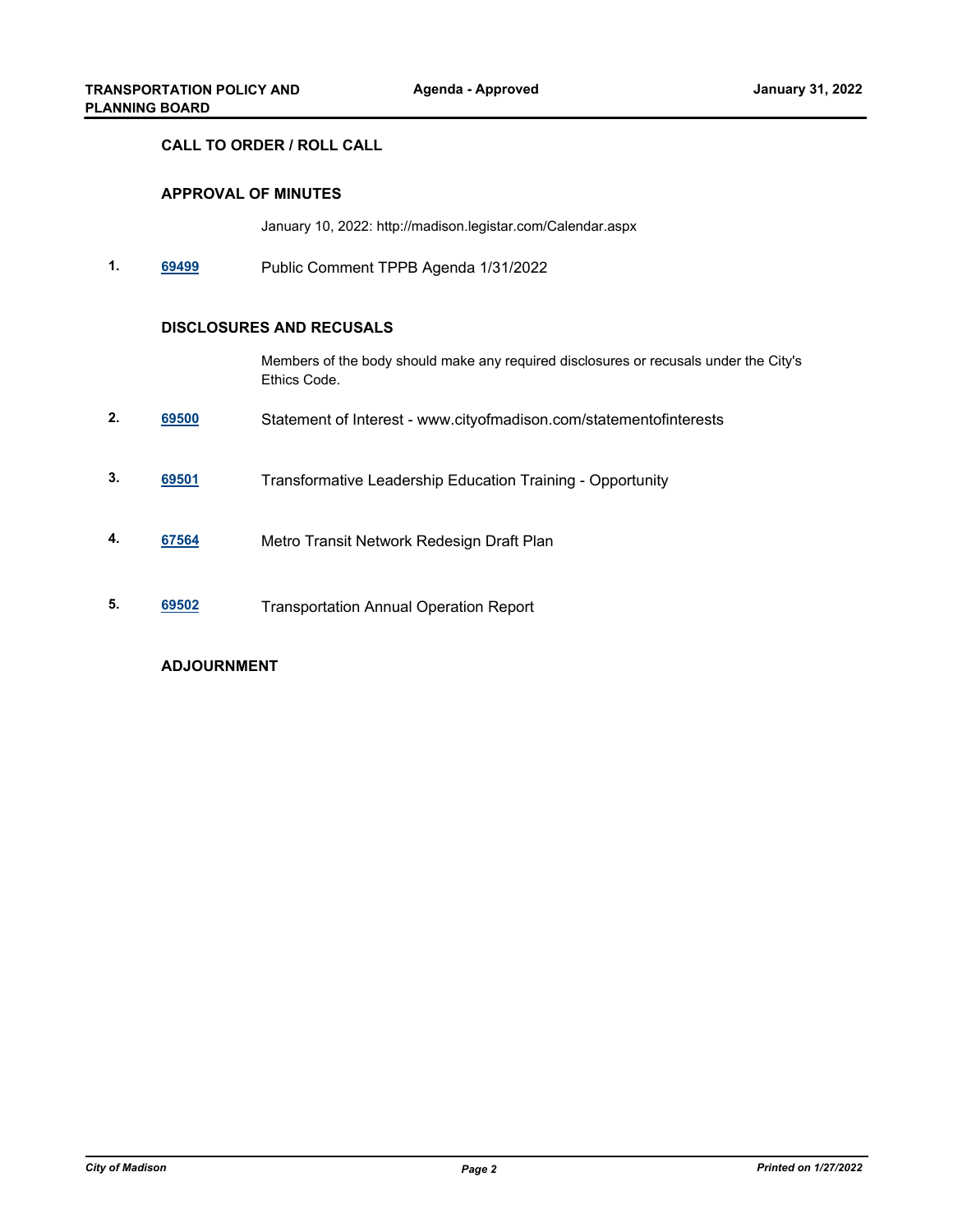### CALL TO ORDER / ROLL CALL

### APPROVAL OF MINUTES

January 10, 2022: http://madison.legistar.com/Calendar.aspx

**1.** **69499** Public Comment TPPB Agenda 1/31/2022

### DISCLOSURES AND RECUSALS

Members of the body should make any required disclosures or recusals under the City's Ethics Code.

**2.** **69500** Statement of Interest - www.cityofmadison.com/statementofinterests

**3.** **69501** Transformative Leadership Education Training - Opportunity

**4.** **67564** Metro Transit Network Redesign Draft Plan

**5.** **69502** Transportation Annual Operation Report

### ADJOURNMENT